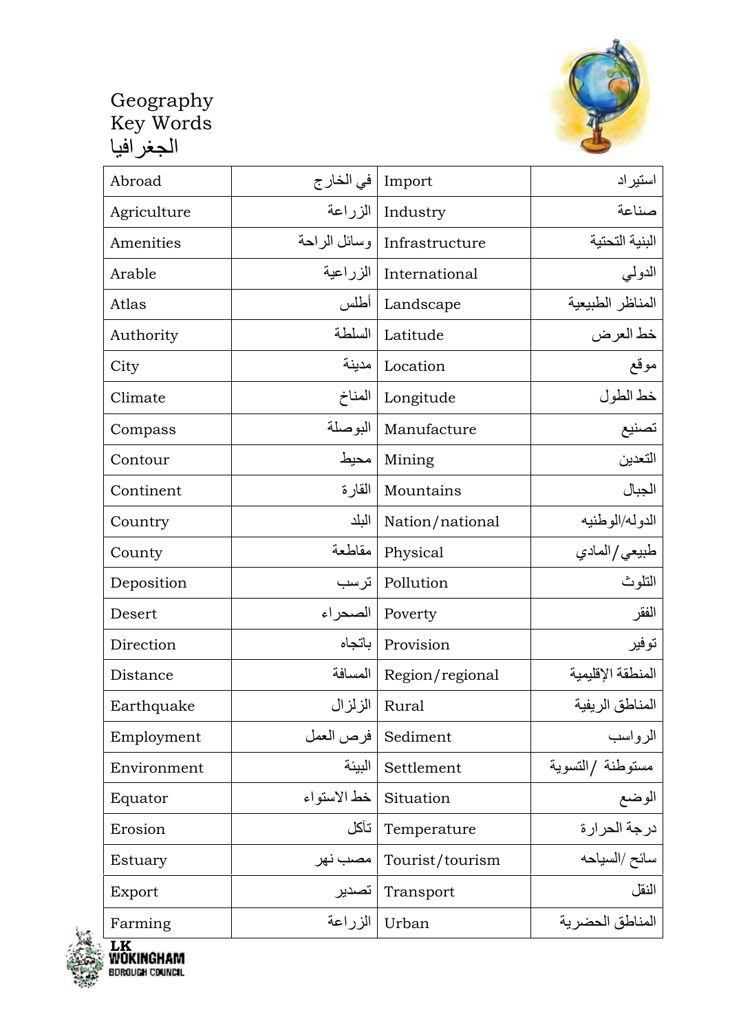# Geography Key Words
# الجغرافيا

| Abroad | في الخارج | Import | استيراد |
|---|---|---|---|
| Agriculture | الزراعة | Industry | صناعة |
| Amenities | وسائل الراحة | Infrastructure | البنية التحتية |
| Arable | الزراعية | International | الدولي |
| Atlas | أطلس | Landscape | المناظر الطبيعية |
| Authority | السلطة | Latitude | خط العرض |
| City | مدينة | Location | موقع |
| Climate | المناخ | Longitude | خط الطول |
| Compass | البوصلة | Manufacture | تصنيع |
| Contour | محيط | Mining | التعدين |
| Continent | القارة | Mountains | الجبال |
| Country | البلد | Nation/national | الدوله/الوطنيه |
| County | مقاطعة | Physical | طبيعي/المادي |
| Deposition | ترسب | Pollution | التلوث |
| Desert | الصحراء | Poverty | الفقر |
| Direction | باتجاه | Provision | توفير |
| Distance | المسافة | Region/regional | المنطقة الإقليمية |
| Earthquake | الزلزال | Rural | المناطق الريفية |
| Employment | فرص العمل | Sediment | الرواسب |
| Environment | البيئة | Settlement | مستوطنة /التسوية |
| Equator | خط الاستواء | Situation | الوضع |
| Erosion | تآكل | Temperature | درجة الحرارة |
| Estuary | مصب نهر | Tourist/tourism | سائح /السياحه |
| Export | تصدير | Transport | النقل |
| Farming | الزراعة | Urban | المناطق الحضرية |

WOKINGHAM BOROUGH COUNCIL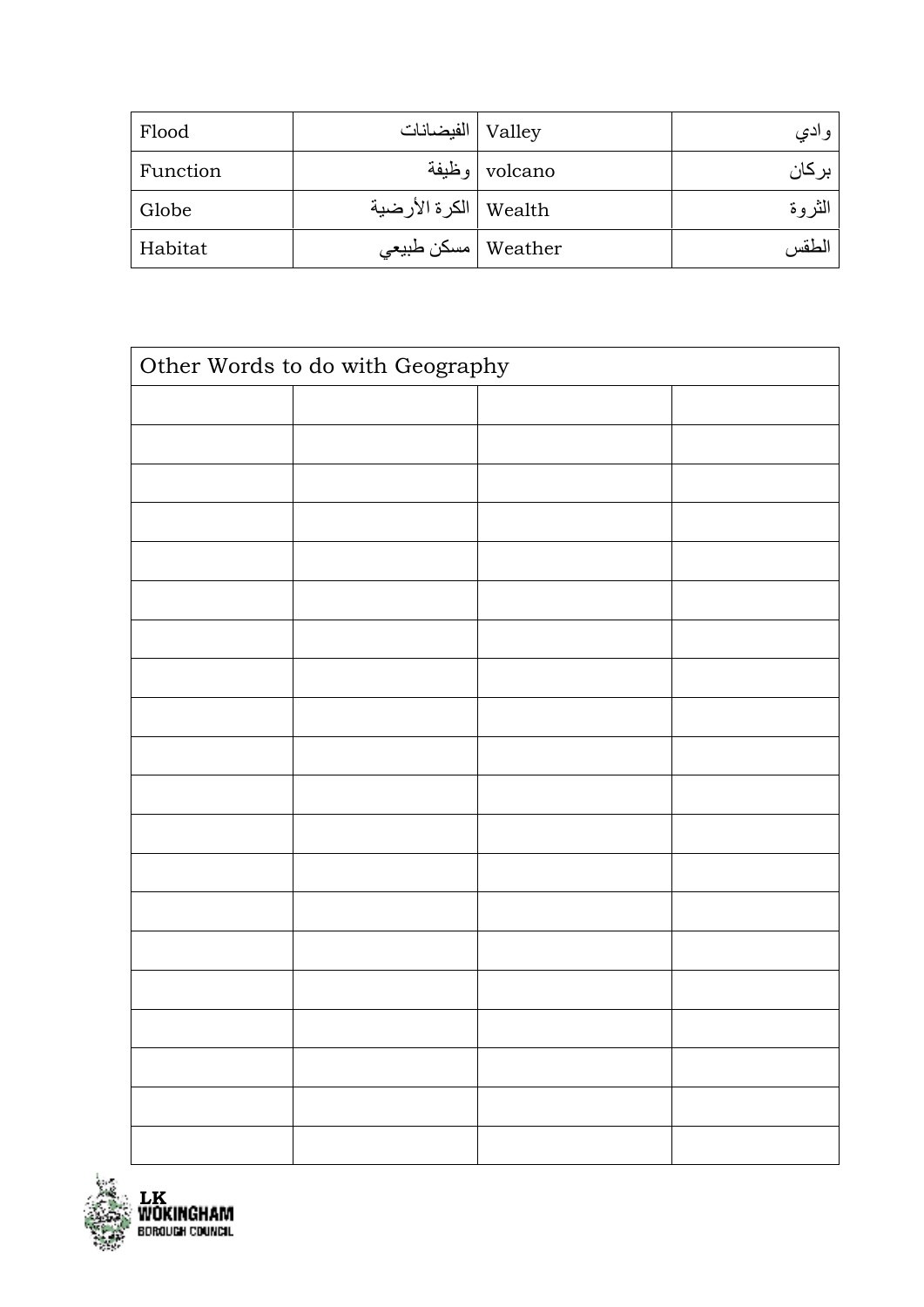| | | | |
|---|---|---|---|
| Flood | الفيضانات | Valley | وادي |
| Function | وظيفة | volcano | بركان |
| Globe | الكرة الأرضية | Wealth | الثروة |
| Habitat | مسكن طبيعي | Weather | الطقس |

| Other Words to do with Geography | | | |
|---|---|---|---|
| | | | |
| | | | |
| | | | |
| | | | |
| | | | |
| | | | |
| | | | |
| | | | |
| | | | |
| | | | |
| | | | |
| | | | |
| | | | |
| | | | |
| | | | |
| | | | |
| | | | |
| | | | |
| | | | |
| | | | |